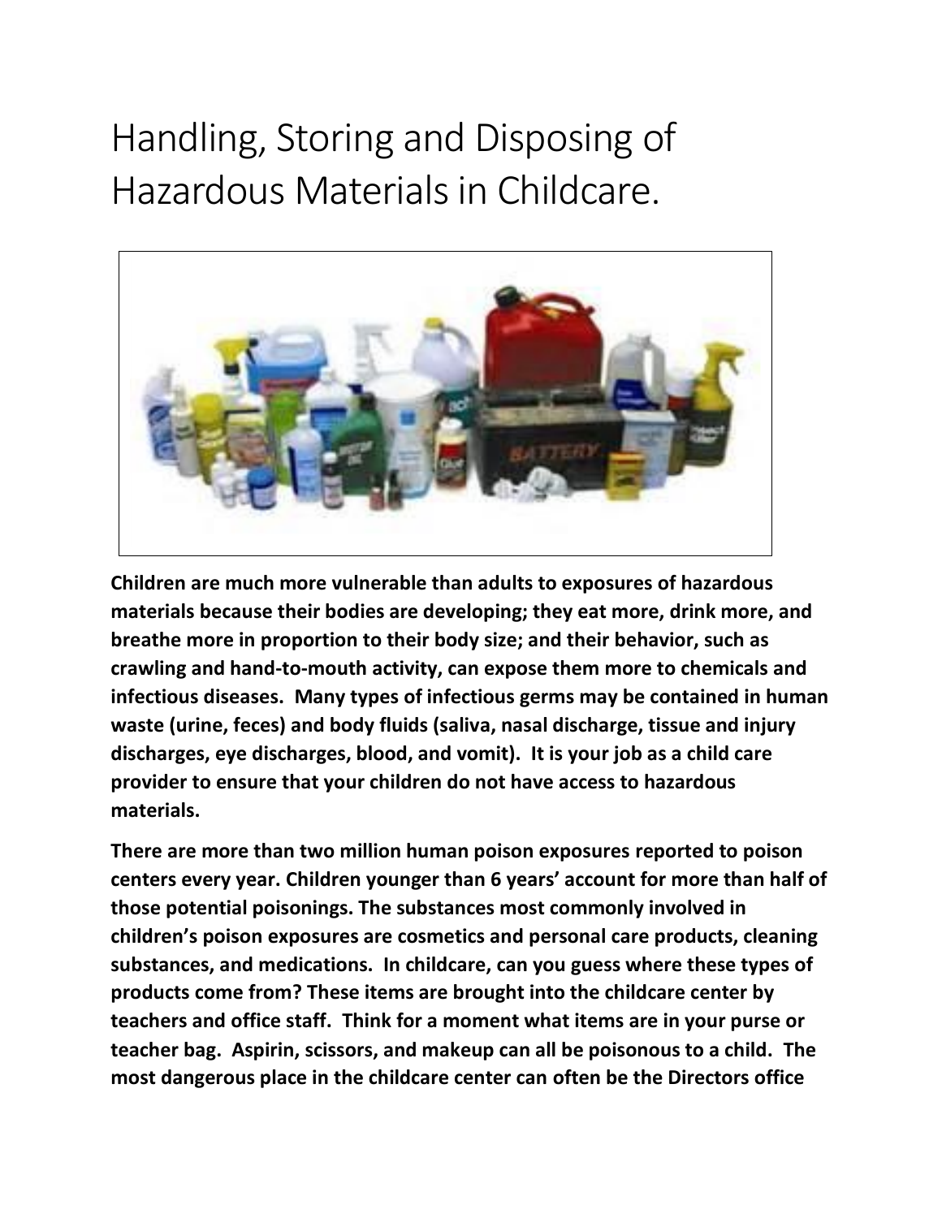# Handling, Storing and Disposing of Hazardous Materials in Childcare.

**Children are much more vulnerable than adults to exposures of hazardous materials because their bodies are developing; they eat more, drink more, and breathe more in proportion to their body size; and their behavior, such as crawling and hand-to-mouth activity, can expose them more to chemicals and infectious diseases. Many types of infectious germs may be contained in human waste (urine, feces) and body fluids (saliva, nasal discharge, tissue and injury discharges, eye discharges, blood, and vomit). It is your job as a child care provider to ensure that your children do not have access to hazardous materials.**

**There are more than two million human poison exposures reported to poison centers every year. Children younger than 6 years' account for more than half of those potential poisonings. The substances most commonly involved in children's poison exposures are cosmetics and personal care products, cleaning substances, and medications. In childcare, can you guess where these types of products come from? These items are brought into the childcare center by teachers and office staff. Think for a moment what items are in your purse or teacher bag. Aspirin, scissors, and makeup can all be poisonous to a child. The most dangerous place in the childcare center can often be the Directors office**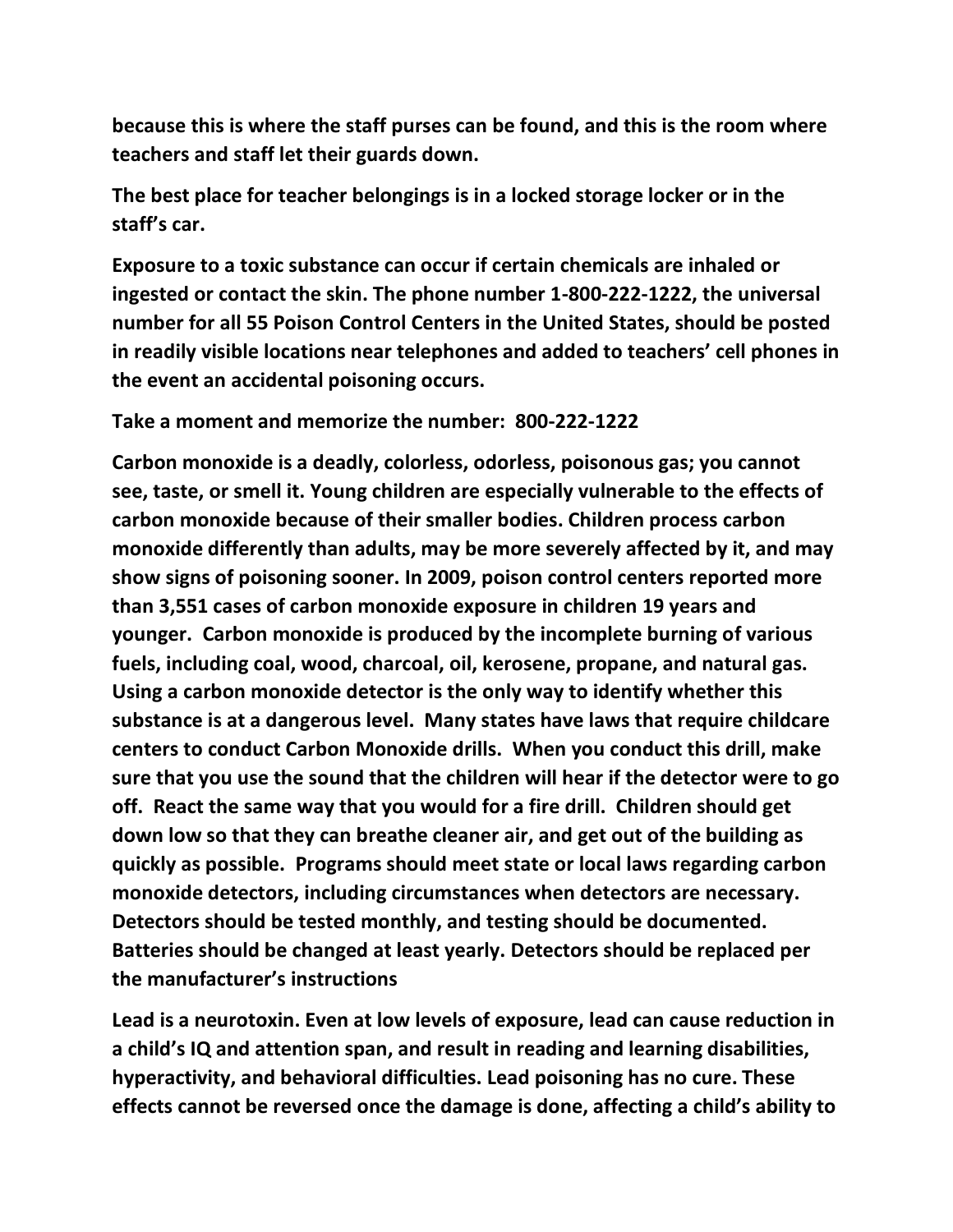**because this is where the staff purses can be found, and this is the room where teachers and staff let their guards down.**

**The best place for teacher belongings is in a locked storage locker or in the staff's car.**

**Exposure to a toxic substance can occur if certain chemicals are inhaled or ingested or contact the skin. The phone number 1-800-222-1222, the universal number for all 55 Poison Control Centers in the United States, should be posted in readily visible locations near telephones and added to teachers' cell phones in the event an accidental poisoning occurs.**

**Take a moment and memorize the number: 800-222-1222**

**Carbon monoxide is a deadly, colorless, odorless, poisonous gas; you cannot see, taste, or smell it. Young children are especially vulnerable to the effects of carbon monoxide because of their smaller bodies. Children process carbon monoxide differently than adults, may be more severely affected by it, and may show signs of poisoning sooner. In 2009, poison control centers reported more than 3,551 cases of carbon monoxide exposure in children 19 years and younger. Carbon monoxide is produced by the incomplete burning of various fuels, including coal, wood, charcoal, oil, kerosene, propane, and natural gas. Using a carbon monoxide detector is the only way to identify whether this substance is at a dangerous level. Many states have laws that require childcare centers to conduct Carbon Monoxide drills. When you conduct this drill, make sure that you use the sound that the children will hear if the detector were to go off. React the same way that you would for a fire drill. Children should get down low so that they can breathe cleaner air, and get out of the building as quickly as possible. Programs should meet state or local laws regarding carbon monoxide detectors, including circumstances when detectors are necessary. Detectors should be tested monthly, and testing should be documented. Batteries should be changed at least yearly. Detectors should be replaced per the manufacturer's instructions**

**Lead is a neurotoxin. Even at low levels of exposure, lead can cause reduction in a child's IQ and attention span, and result in reading and learning disabilities, hyperactivity, and behavioral difficulties. Lead poisoning has no cure. These effects cannot be reversed once the damage is done, affecting a child's ability to**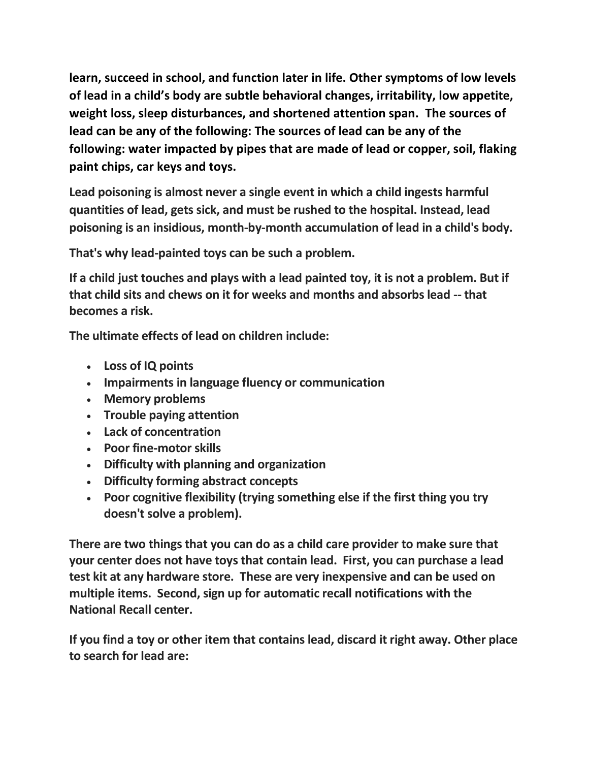**learn, succeed in school, and function later in life. Other symptoms of low levels of lead in a child's body are subtle behavioral changes, irritability, low appetite, weight loss, sleep disturbances, and shortened attention span. The sources of lead can be any of the following: The sources of lead can be any of the following: water impacted by pipes that are made of lead or copper, soil, flaking paint chips, car keys and toys.**

**Lead poisoning is almost never a single event in which a child ingests harmful quantities of lead, gets sick, and must be rushed to the hospital. Instead, lead poisoning is an insidious, month-by-month accumulation of lead in a child's body.**

**That's why lead-painted toys can be such a problem.**

**If a child just touches and plays with a lead painted toy, it is not a problem. But if that child sits and chews on it for weeks and months and absorbs lead -- that becomes a risk.**

**The ultimate effects of lead on children include:**

- **Loss of IQ points**
- **Impairments in language fluency or communication**
- **Memory problems**
- **Trouble paying attention**
- **Lack of concentration**
- **Poor fine-motor skills**
- **Difficulty with planning and organization**
- **Difficulty forming abstract concepts**
- **Poor cognitive flexibility (trying something else if the first thing you try doesn't solve a problem).**

**There are two things that you can do as a child care provider to make sure that your center does not have toys that contain lead. First, you can purchase a lead test kit at any hardware store. These are very inexpensive and can be used on multiple items. Second, sign up for automatic recall notifications with the National Recall center.**

**If you find a toy or other item that contains lead, discard it right away. Other place to search for lead are:**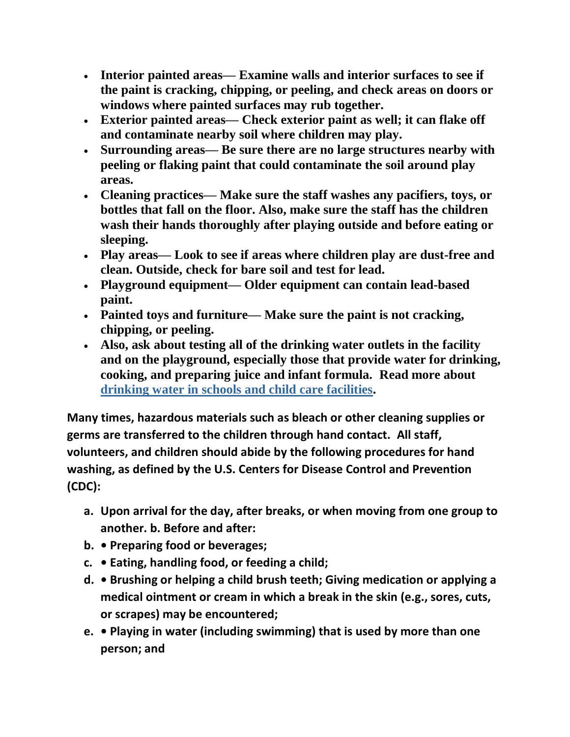- **Interior painted areas— Examine walls and interior surfaces to see if the paint is cracking, chipping, or peeling, and check areas on doors or windows where painted surfaces may rub together.**
- **Exterior painted areas— Check exterior paint as well; it can flake off and contaminate nearby soil where children may play.**
- **Surrounding areas— Be sure there are no large structures nearby with peeling or flaking paint that could contaminate the soil around play areas.**
- **Cleaning practices— Make sure the staff washes any pacifiers, toys, or bottles that fall on the floor. Also, make sure the staff has the children wash their hands thoroughly after playing outside and before eating or sleeping.**
- **Play areas— Look to see if areas where children play are dust-free and clean. Outside, check for bare soil and test for lead.**
- **Playground equipment— Older equipment can contain lead-based paint.**
- **Painted toys and furniture— Make sure the paint is not cracking, chipping, or peeling.**
- **Also, ask about testing all of the drinking water outlets in the facility and on the playground, especially those that provide water for drinking, cooking, and preparing juice and infant formula. Read more about drinking water in schools and child care facilities.**

**Many times, hazardous materials such as bleach or other cleaning supplies or germs are transferred to the children through hand contact. All staff, volunteers, and children should abide by the following procedures for hand washing, as defined by the U.S. Centers for Disease Control and Prevention (CDC):**

a. **Upon arrival for the day, after breaks, or when moving from one group to another. b. Before and after:**
b. **• Preparing food or beverages;**
c. **• Eating, handling food, or feeding a child;**
d. **• Brushing or helping a child brush teeth; Giving medication or applying a medical ointment or cream in which a break in the skin (e.g., sores, cuts, or scrapes) may be encountered;**
e. **• Playing in water (including swimming) that is used by more than one person; and**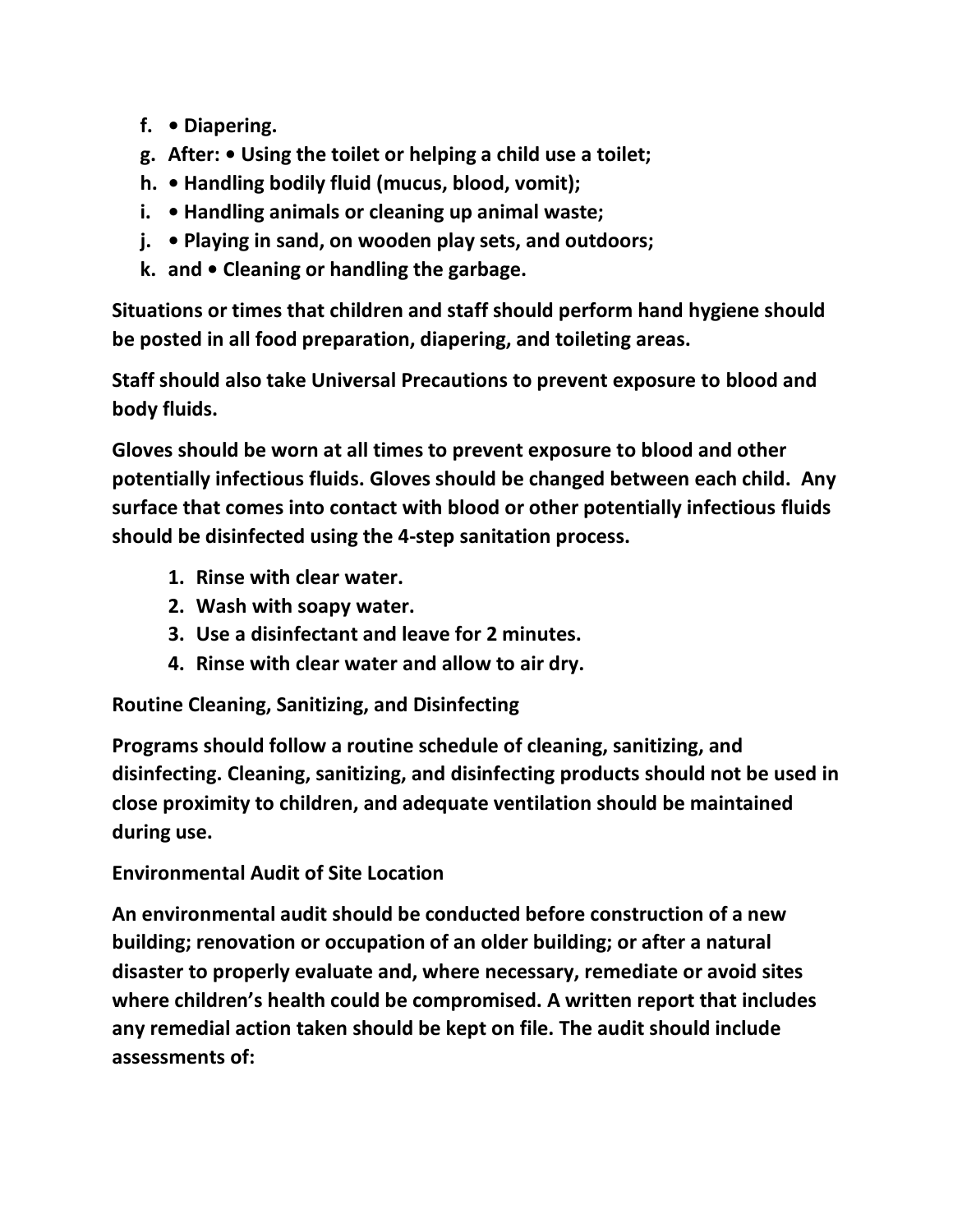f. • Diapering.
g. After: • Using the toilet or helping a child use a toilet;
h. • Handling bodily fluid (mucus, blood, vomit);
i. • Handling animals or cleaning up animal waste;
j. • Playing in sand, on wooden play sets, and outdoors;
k. and • Cleaning or handling the garbage.

**Situations or times that children and staff should perform hand hygiene should be posted in all food preparation, diapering, and toileting areas.**

**Staff should also take Universal Precautions to prevent exposure to blood and body fluids.**

**Gloves should be worn at all times to prevent exposure to blood and other potentially infectious fluids. Gloves should be changed between each child. Any surface that comes into contact with blood or other potentially infectious fluids should be disinfected using the 4-step sanitation process.**

1. **Rinse with clear water.**
2. **Wash with soapy water.**
3. **Use a disinfectant and leave for 2 minutes.**
4. **Rinse with clear water and allow to air dry.**

**Routine Cleaning, Sanitizing, and Disinfecting**

**Programs should follow a routine schedule of cleaning, sanitizing, and disinfecting. Cleaning, sanitizing, and disinfecting products should not be used in close proximity to children, and adequate ventilation should be maintained during use.**

**Environmental Audit of Site Location**

**An environmental audit should be conducted before construction of a new building; renovation or occupation of an older building; or after a natural disaster to properly evaluate and, where necessary, remediate or avoid sites where children's health could be compromised. A written report that includes any remedial action taken should be kept on file. The audit should include assessments of:**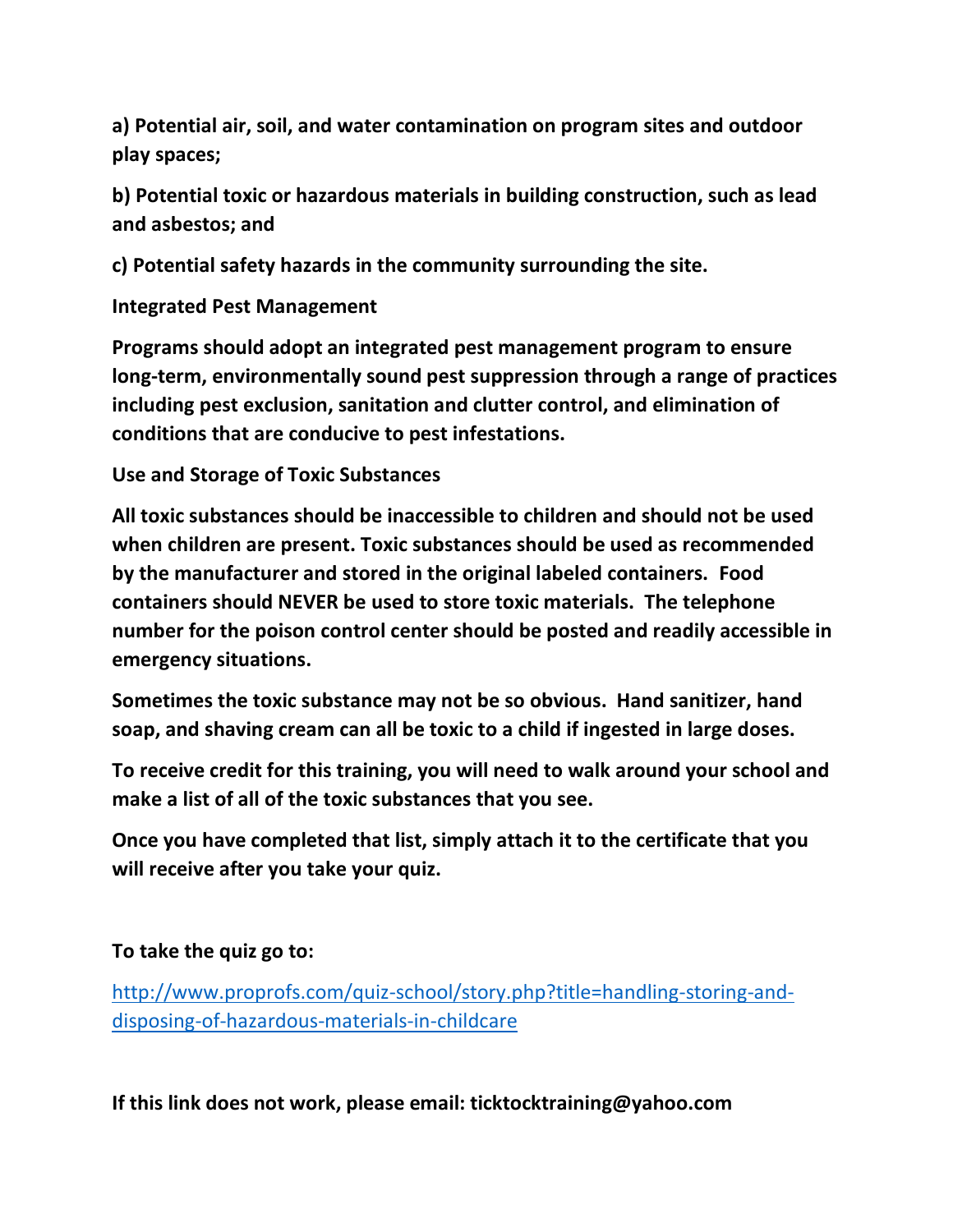**a) Potential air, soil, and water contamination on program sites and outdoor play spaces;**

**b) Potential toxic or hazardous materials in building construction, such as lead and asbestos; and**

**c) Potential safety hazards in the community surrounding the site.**

**Integrated Pest Management**

**Programs should adopt an integrated pest management program to ensure long-term, environmentally sound pest suppression through a range of practices including pest exclusion, sanitation and clutter control, and elimination of conditions that are conducive to pest infestations.**

**Use and Storage of Toxic Substances**

**All toxic substances should be inaccessible to children and should not be used when children are present. Toxic substances should be used as recommended by the manufacturer and stored in the original labeled containers. Food containers should NEVER be used to store toxic materials. The telephone number for the poison control center should be posted and readily accessible in emergency situations.**

**Sometimes the toxic substance may not be so obvious. Hand sanitizer, hand soap, and shaving cream can all be toxic to a child if ingested in large doses.**

**To receive credit for this training, you will need to walk around your school and make a list of all of the toxic substances that you see.**

**Once you have completed that list, simply attach it to the certificate that you will receive after you take your quiz.**

**To take the quiz go to:**

[http://www.proprofs.com/quiz-school/story.php?title=handling-storing-and-disposing-of-hazardous-materials-in-childcare](http://www.proprofs.com/quiz-school/story.php?title=handling-storing-and-disposing-of-hazardous-materials-in-childcare)

**If this link does not work, please email: ticktocktraining@yahoo.com**